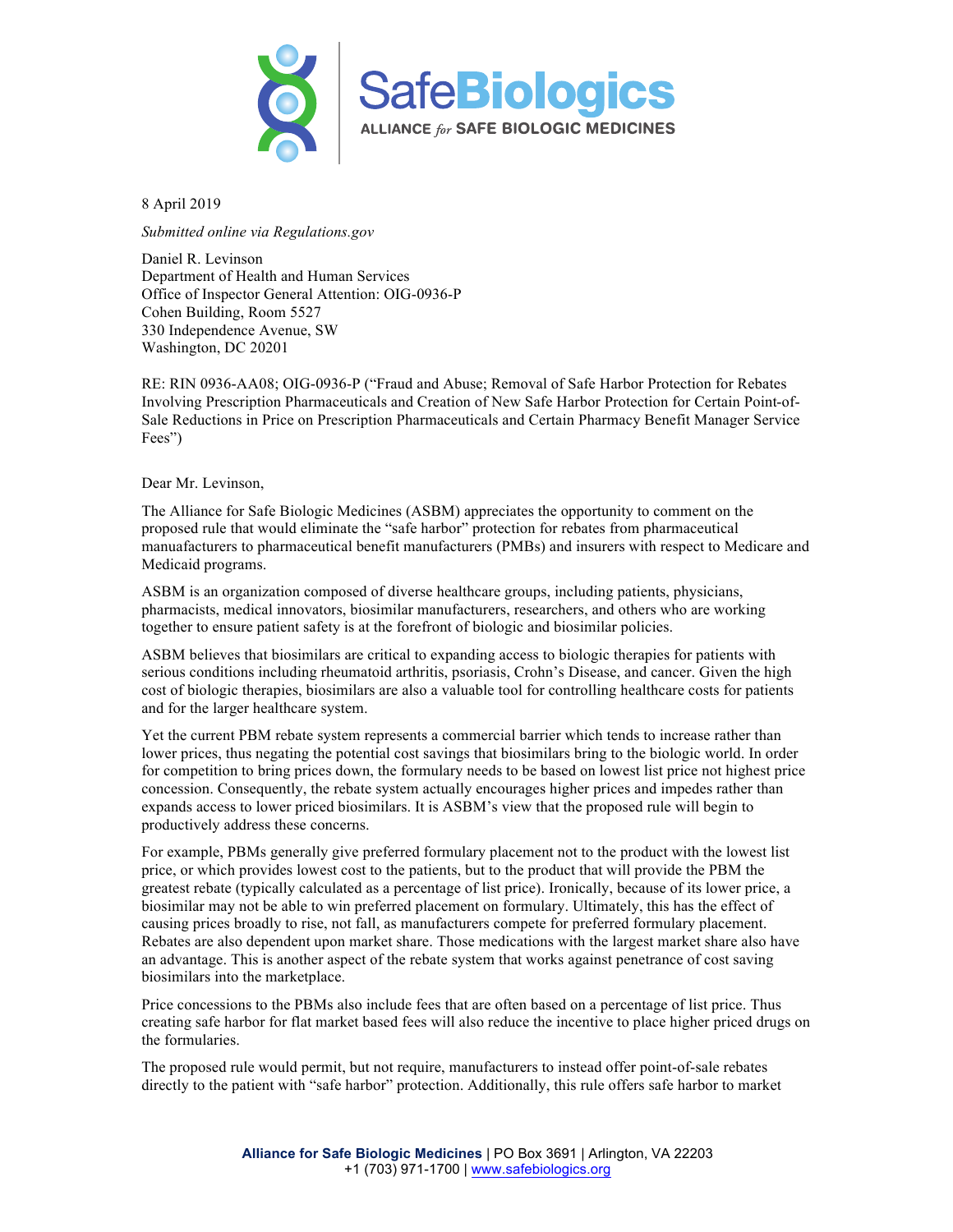SafeBiologics
ALLIANCE *for* SAFE BIOLOGIC MEDICINES

8 April 2019

*Submitted online via Regulations.gov*

Daniel R. Levinson
Department of Health and Human Services
Office of Inspector General Attention: OIG-0936-P
Cohen Building, Room 5527
330 Independence Avenue, SW
Washington, DC 20201

RE: RIN 0936-AA08; OIG-0936-P ("Fraud and Abuse; Removal of Safe Harbor Protection for Rebates Involving Prescription Pharmaceuticals and Creation of New Safe Harbor Protection for Certain Point-of-Sale Reductions in Price on Prescription Pharmaceuticals and Certain Pharmacy Benefit Manager Service Fees")

Dear Mr. Levinson,

The Alliance for Safe Biologic Medicines (ASBM) appreciates the opportunity to comment on the proposed rule that would eliminate the "safe harbor" protection for rebates from pharmaceutical manufacturers to pharmaceutical benefit manufacturers (PMBs) and insurers with respect to Medicare and Medicaid programs.

ASBM is an organization composed of diverse healthcare groups, including patients, physicians, pharmacists, medical innovators, biosimilar manufacturers, researchers, and others who are working together to ensure patient safety is at the forefront of biologic and biosimilar policies.

ASBM believes that biosimilars are critical to expanding access to biologic therapies for patients with serious conditions including rheumatoid arthritis, psoriasis, Crohn's Disease, and cancer. Given the high cost of biologic therapies, biosimilars are also a valuable tool for controlling healthcare costs for patients and for the larger healthcare system.

Yet the current PBM rebate system represents a commercial barrier which tends to increase rather than lower prices, thus negating the potential cost savings that biosimilars bring to the biologic world. In order for competition to bring prices down, the formulary needs to be based on lowest list price not highest price concession. Consequently, the rebate system actually encourages higher prices and impedes rather than expands access to lower priced biosimilars. It is ASBM's view that the proposed rule will begin to productively address these concerns.

For example, PBMs generally give preferred formulary placement not to the product with the lowest list price, or which provides lowest cost to the patients, but to the product that will provide the PBM the greatest rebate (typically calculated as a percentage of list price). Ironically, because of its lower price, a biosimilar may not be able to win preferred placement on formulary. Ultimately, this has the effect of causing prices broadly to rise, not fall, as manufacturers compete for preferred formulary placement. Rebates are also dependent upon market share. Those medications with the largest market share also have an advantage. This is another aspect of the rebate system that works against penetrance of cost saving biosimilars into the marketplace.

Price concessions to the PBMs also include fees that are often based on a percentage of list price. Thus creating safe harbor for flat market based fees will also reduce the incentive to place higher priced drugs on the formularies.

The proposed rule would permit, but not require, manufacturers to instead offer point-of-sale rebates directly to the patient with "safe harbor" protection. Additionally, this rule offers safe harbor to market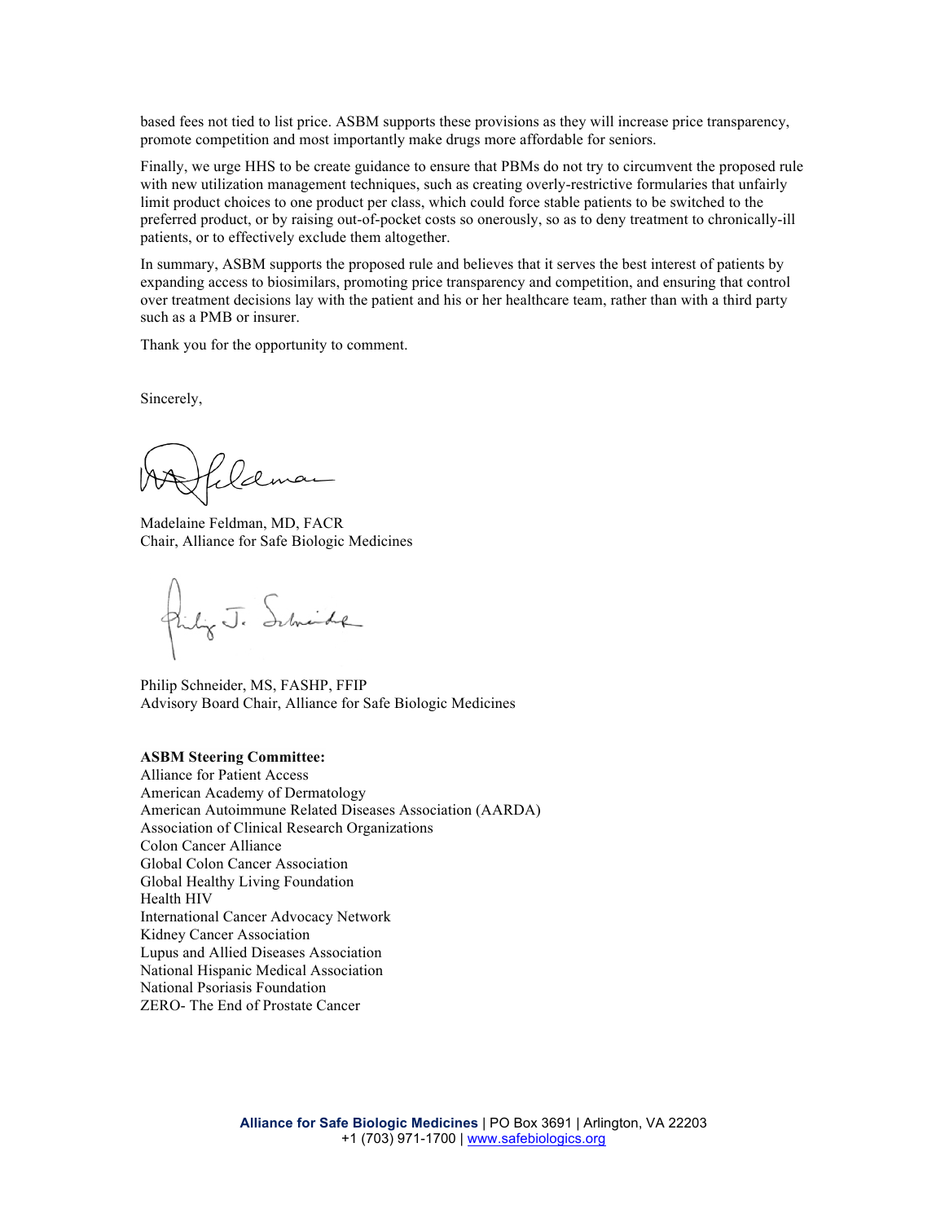based fees not tied to list price. ASBM supports these provisions as they will increase price transparency, promote competition and most importantly make drugs more affordable for seniors.

Finally, we urge HHS to be create guidance to ensure that PBMs do not try to circumvent the proposed rule with new utilization management techniques, such as creating overly-restrictive formularies that unfairly limit product choices to one product per class, which could force stable patients to be switched to the preferred product, or by raising out-of-pocket costs so onerously, so as to deny treatment to chronically-ill patients, or to effectively exclude them altogether.

In summary, ASBM supports the proposed rule and believes that it serves the best interest of patients by expanding access to biosimilars, promoting price transparency and competition, and ensuring that control over treatment decisions lay with the patient and his or her healthcare team, rather than with a third party such as a PMB or insurer.

Thank you for the opportunity to comment.

Sincerely,

Madelaine Feldman, MD, FACR
Chair, Alliance for Safe Biologic Medicines

Philip Schneider, MS, FASHP, FFIP
Advisory Board Chair, Alliance for Safe Biologic Medicines

**ASBM Steering Committee:**
Alliance for Patient Access
American Academy of Dermatology
American Autoimmune Related Diseases Association (AARDA)
Association of Clinical Research Organizations
Colon Cancer Alliance
Global Colon Cancer Association
Global Healthy Living Foundation
Health HIV
International Cancer Advocacy Network
Kidney Cancer Association
Lupus and Allied Diseases Association
National Hispanic Medical Association
National Psoriasis Foundation
ZERO- The End of Prostate Cancer

**Alliance for Safe Biologic Medicines** | PO Box 3691 | Arlington, VA 22203
+1 (703) 971-1700 | www.safebiologics.org